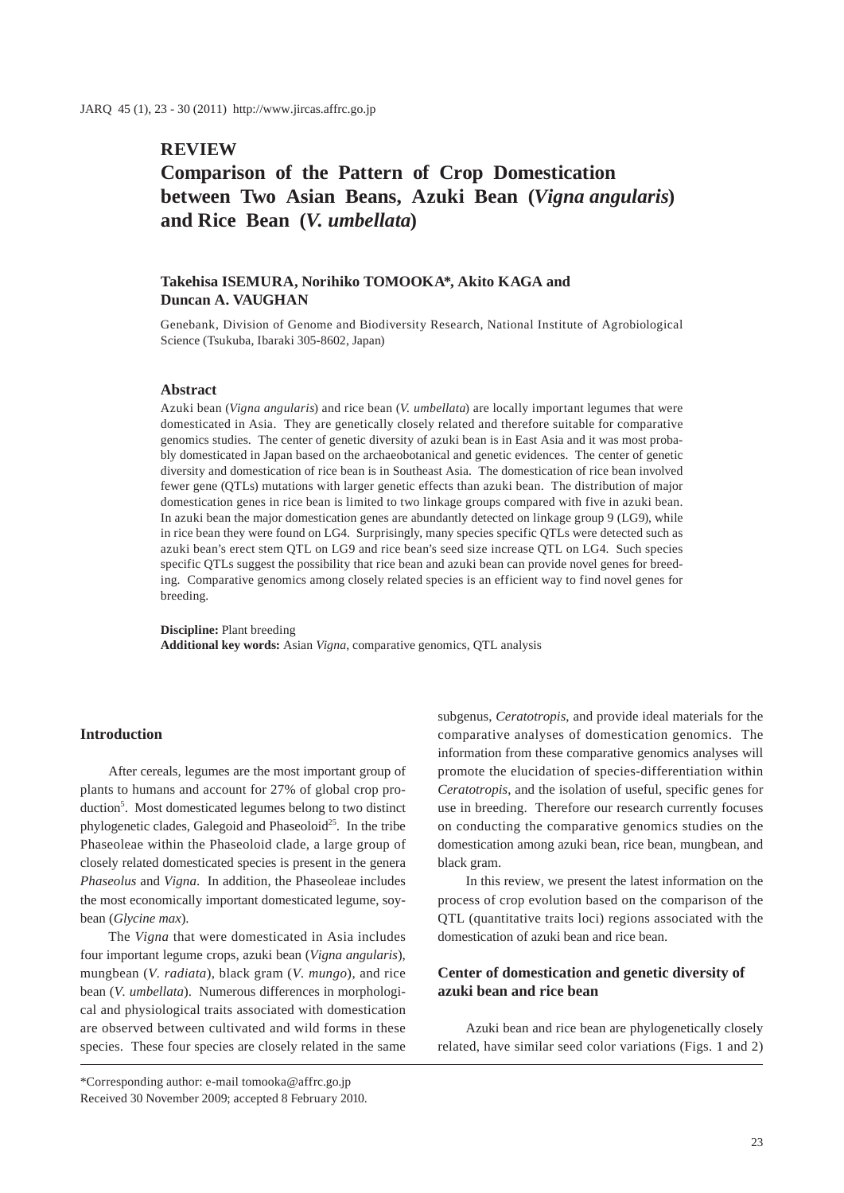## REVIEW

# Comparison of the Pattern of Crop Domestication between Two Asian Beans, Azuki Bean (*Vigna angularis*) and Rice Bean (*V. umbellata*)

**Takehisa ISEMURA, Norihiko TOMOOKA\*, Akito KAGA and Duncan A. VAUGHAN**

Genebank, Division of Genome and Biodiversity Research, National Institute of Agrobiological Science (Tsukuba, Ibaraki 305-8602, Japan)

### Abstract

Azuki bean (*Vigna angularis*) and rice bean (*V. umbellata*) are locally important legumes that were domesticated in Asia. They are genetically closely related and therefore suitable for comparative genomics studies. The center of genetic diversity of azuki bean is in East Asia and it was most probably domesticated in Japan based on the archaeobotanical and genetic evidences. The center of genetic diversity and domestication of rice bean is in Southeast Asia. The domestication of rice bean involved fewer gene (QTLs) mutations with larger genetic effects than azuki bean. The distribution of major domestication genes in rice bean is limited to two linkage groups compared with five in azuki bean. In azuki bean the major domestication genes are abundantly detected on linkage group 9 (LG9), while in rice bean they were found on LG4. Surprisingly, many species specific QTLs were detected such as azuki bean's erect stem QTL on LG9 and rice bean's seed size increase QTL on LG4. Such species specific QTLs suggest the possibility that rice bean and azuki bean can provide novel genes for breeding. Comparative genomics among closely related species is an efficient way to find novel genes for breeding.

**Discipline:** Plant breeding
**Additional key words:** Asian *Vigna*, comparative genomics, QTL analysis

### Introduction

After cereals, legumes are the most important group of plants to humans and account for 27% of global crop production[5]. Most domesticated legumes belong to two distinct phylogenetic clades, Galegoid and Phaseoloid[25]. In the tribe Phaseoleae within the Phaseoloid clade, a large group of closely related domesticated species is present in the genera *Phaseolus* and *Vigna*. In addition, the Phaseoleae includes the most economically important domesticated legume, soybean (*Glycine max*).

The *Vigna* that were domesticated in Asia includes four important legume crops, azuki bean (*Vigna angularis*), mungbean (*V. radiata*), black gram (*V. mungo*), and rice bean (*V. umbellata*). Numerous differences in morphological and physiological traits associated with domestication are observed between cultivated and wild forms in these species. These four species are closely related in the same subgenus, *Ceratotropis*, and provide ideal materials for the comparative analyses of domestication genomics. The information from these comparative genomics analyses will promote the elucidation of species-differentiation within *Ceratotropis*, and the isolation of useful, specific genes for use in breeding. Therefore our research currently focuses on conducting the comparative genomics studies on the domestication among azuki bean, rice bean, mungbean, and black gram.

In this review, we present the latest information on the process of crop evolution based on the comparison of the QTL (quantitative traits loci) regions associated with the domestication of azuki bean and rice bean.

### Center of domestication and genetic diversity of azuki bean and rice bean

Azuki bean and rice bean are phylogenetically closely related, have similar seed color variations (Figs. 1 and 2)

\*Corresponding author: e-mail tomooka@affrc.go.jp
Received 30 November 2009; accepted 8 February 2010.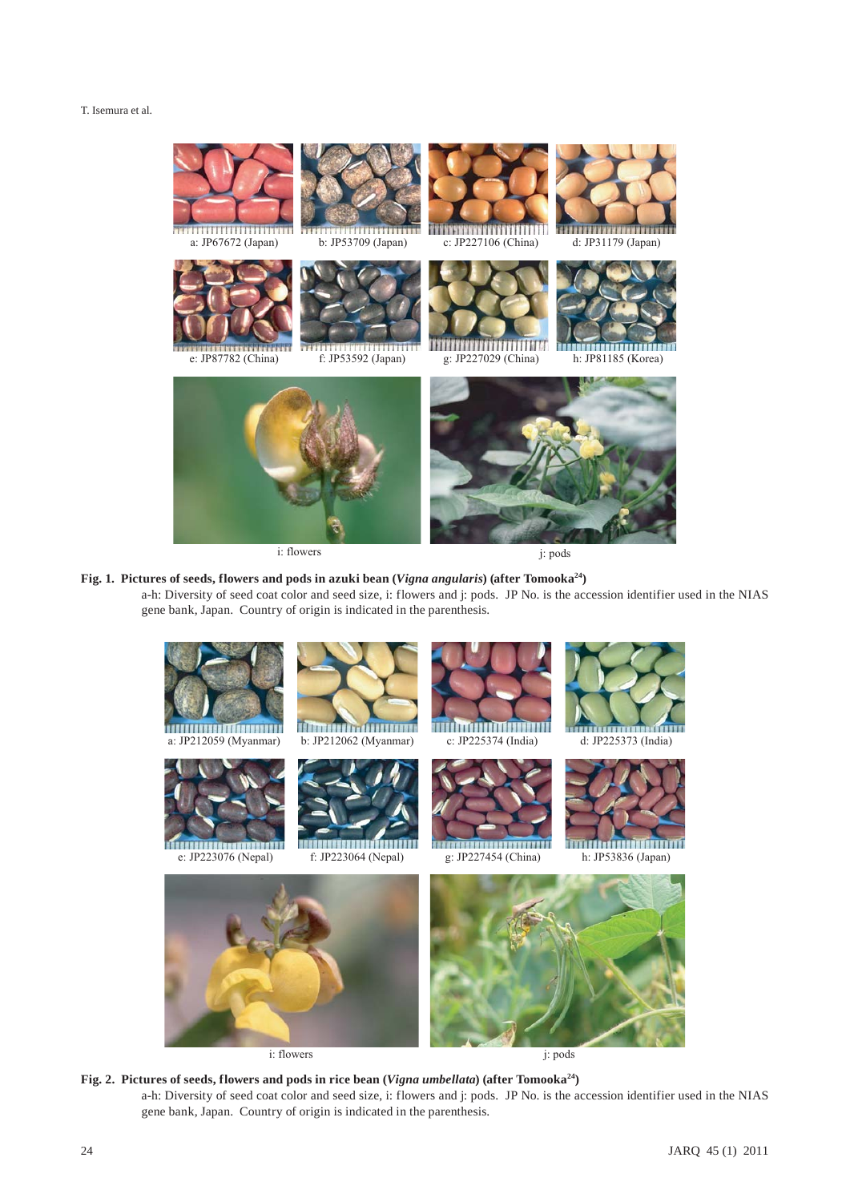a: JP67672 (Japan) b: JP53709 (Japan) c: JP227106 (China) d: JP31179 (Japan)

e: JP87782 (China) f: JP53592 (Japan) g: JP227029 (China) h: JP81185 (Korea)

i: flowers j: pods

**Fig. 1. Pictures of seeds, flowers and pods in azuki bean (*Vigna angularis*) (after Tomooka[24])**

a-h: Diversity of seed coat color and seed size, i: flowers and j: pods. JP No. is the accession identifier used in the NIAS gene bank, Japan. Country of origin is indicated in the parenthesis.

a: JP212059 (Myanmar) b: JP212062 (Myanmar) c: JP225374 (India) d: JP225373 (India)

e: JP223076 (Nepal) f: JP223064 (Nepal) g: JP227454 (China) h: JP53836 (Japan)

i: flowers j: pods

**Fig. 2. Pictures of seeds, flowers and pods in rice bean (*Vigna umbellata*) (after Tomooka[24])**

a-h: Diversity of seed coat color and seed size, i: flowers and j: pods. JP No. is the accession identifier used in the NIAS gene bank, Japan. Country of origin is indicated in the parenthesis.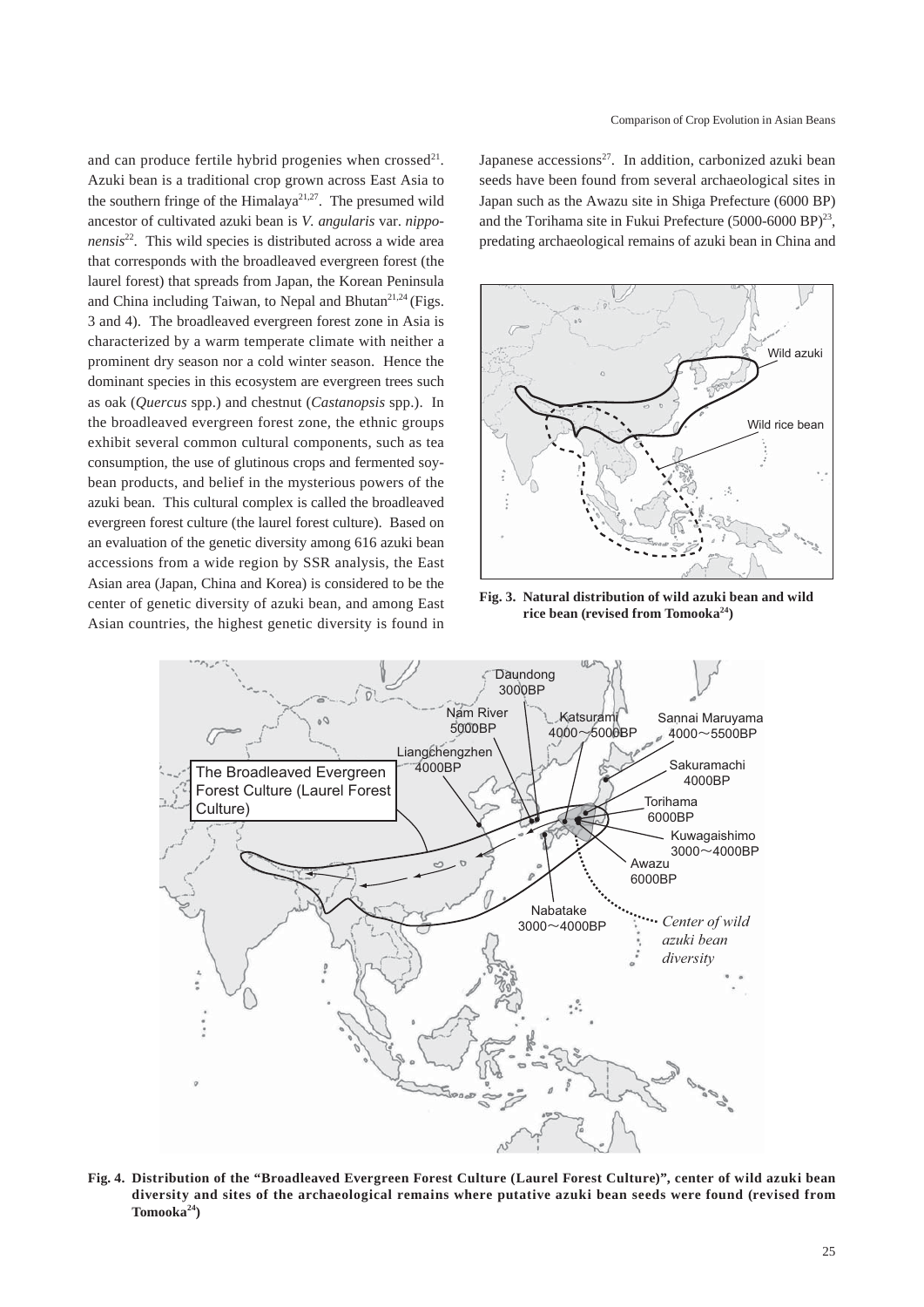and can produce fertile hybrid progenies when crossed[21]. Azuki bean is a traditional crop grown across East Asia to the southern fringe of the Himalaya[21,27]. The presumed wild ancestor of cultivated azuki bean is *V. angularis* var. *nipponensis*[22]. This wild species is distributed across a wide area that corresponds with the broadleaved evergreen forest (the laurel forest) that spreads from Japan, the Korean Peninsula and China including Taiwan, to Nepal and Bhutan[21,24] (Figs. 3 and 4). The broadleaved evergreen forest zone in Asia is characterized by a warm temperate climate with neither a prominent dry season nor a cold winter season. Hence the dominant species in this ecosystem are evergreen trees such as oak (*Quercus* spp.) and chestnut (*Castanopsis* spp.). In the broadleaved evergreen forest zone, the ethnic groups exhibit several common cultural components, such as tea consumption, the use of glutinous crops and fermented soybean products, and belief in the mysterious powers of the azuki bean. This cultural complex is called the broadleaved evergreen forest culture (the laurel forest culture). Based on an evaluation of the genetic diversity among 616 azuki bean accessions from a wide region by SSR analysis, the East Asian area (Japan, China and Korea) is considered to be the center of genetic diversity of azuki bean, and among East Asian countries, the highest genetic diversity is found in Japanese accessions[27]. In addition, carbonized azuki bean seeds have been found from several archaeological sites in Japan such as the Awazu site in Shiga Prefecture (6000 BP) and the Torihama site in Fukui Prefecture (5000-6000 BP)[23], predating archaeological remains of azuki bean in China and

**Fig. 3. Natural distribution of wild azuki bean and wild rice bean (revised from Tomooka[24])**

**Fig. 4. Distribution of the "Broadleaved Evergreen Forest Culture (Laurel Forest Culture)", center of wild azuki bean diversity and sites of the archaeological remains where putative azuki bean seeds were found (revised from Tomooka[24])**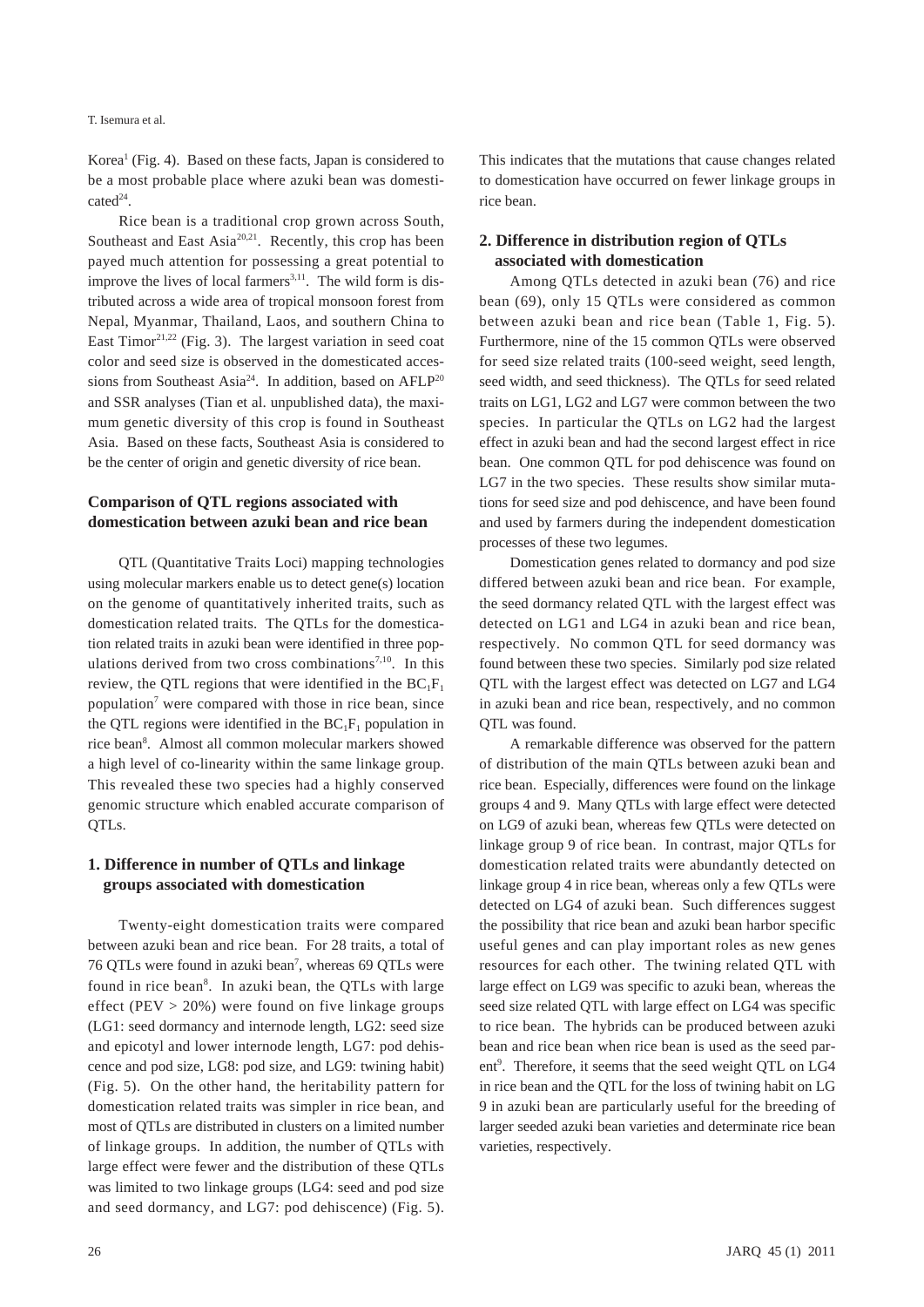Korea[1] (Fig. 4). Based on these facts, Japan is considered to be a most probable place where azuki bean was domesticated[24].

Rice bean is a traditional crop grown across South, Southeast and East Asia[20,21]. Recently, this crop has been payed much attention for possessing a great potential to improve the lives of local farmers[3,11]. The wild form is distributed across a wide area of tropical monsoon forest from Nepal, Myanmar, Thailand, Laos, and southern China to East Timor[21,22] (Fig. 3). The largest variation in seed coat color and seed size is observed in the domesticated accessions from Southeast Asia[24]. In addition, based on AFLP[20] and SSR analyses (Tian et al. unpublished data), the maximum genetic diversity of this crop is found in Southeast Asia. Based on these facts, Southeast Asia is considered to be the center of origin and genetic diversity of rice bean.

## Comparison of QTL regions associated with domestication between azuki bean and rice bean

QTL (Quantitative Traits Loci) mapping technologies using molecular markers enable us to detect gene(s) location on the genome of quantitatively inherited traits, such as domestication related traits. The QTLs for the domestication related traits in azuki bean were identified in three populations derived from two cross combinations[7,10]. In this review, the QTL regions that were identified in the $BC_1F_1$ population[7] were compared with those in rice bean, since the QTL regions were identified in the $BC_1F_1$ population in rice bean[8]. Almost all common molecular markers showed a high level of co-linearity within the same linkage group. This revealed these two species had a highly conserved genomic structure which enabled accurate comparison of QTLs.

### 1. Difference in number of QTLs and linkage groups associated with domestication

Twenty-eight domestication traits were compared between azuki bean and rice bean. For 28 traits, a total of 76 QTLs were found in azuki bean[7], whereas 69 QTLs were found in rice bean[8]. In azuki bean, the QTLs with large effect (PEV > 20%) were found on five linkage groups (LG1: seed dormancy and internode length, LG2: seed size and epicotyl and lower internode length, LG7: pod dehiscence and pod size, LG8: pod size, and LG9: twining habit) (Fig. 5). On the other hand, the heritability pattern for domestication related traits was simpler in rice bean, and most of QTLs are distributed in clusters on a limited number of linkage groups. In addition, the number of QTLs with large effect were fewer and the distribution of these QTLs was limited to two linkage groups (LG4: seed and pod size and seed dormancy, and LG7: pod dehiscence) (Fig. 5). This indicates that the mutations that cause changes related to domestication have occurred on fewer linkage groups in rice bean.

### 2. Difference in distribution region of QTLs associated with domestication

Among QTLs detected in azuki bean (76) and rice bean (69), only 15 QTLs were considered as common between azuki bean and rice bean (Table 1, Fig. 5). Furthermore, nine of the 15 common QTLs were observed for seed size related traits (100-seed weight, seed length, seed width, and seed thickness). The QTLs for seed related traits on LG1, LG2 and LG7 were common between the two species. In particular the QTLs on LG2 had the largest effect in azuki bean and had the second largest effect in rice bean. One common QTL for pod dehiscence was found on LG7 in the two species. These results show similar mutations for seed size and pod dehiscence, and have been found and used by farmers during the independent domestication processes of these two legumes.

Domestication genes related to dormancy and pod size differed between azuki bean and rice bean. For example, the seed dormancy related QTL with the largest effect was detected on LG1 and LG4 in azuki bean and rice bean, respectively. No common QTL for seed dormancy was found between these two species. Similarly pod size related QTL with the largest effect was detected on LG7 and LG4 in azuki bean and rice bean, respectively, and no common QTL was found.

A remarkable difference was observed for the pattern of distribution of the main QTLs between azuki bean and rice bean. Especially, differences were found on the linkage groups 4 and 9. Many QTLs with large effect were detected on LG9 of azuki bean, whereas few QTLs were detected on linkage group 9 of rice bean. In contrast, major QTLs for domestication related traits were abundantly detected on linkage group 4 in rice bean, whereas only a few QTLs were detected on LG4 of azuki bean. Such differences suggest the possibility that rice bean and azuki bean harbor specific useful genes and can play important roles as new genes resources for each other. The twining related QTL with large effect on LG9 was specific to azuki bean, whereas the seed size related QTL with large effect on LG4 was specific to rice bean. The hybrids can be produced between azuki bean and rice bean when rice bean is used as the seed parent[9]. Therefore, it seems that the seed weight QTL on LG4 in rice bean and the QTL for the loss of twining habit on LG 9 in azuki bean are particularly useful for the breeding of larger seeded azuki bean varieties and determinate rice bean varieties, respectively.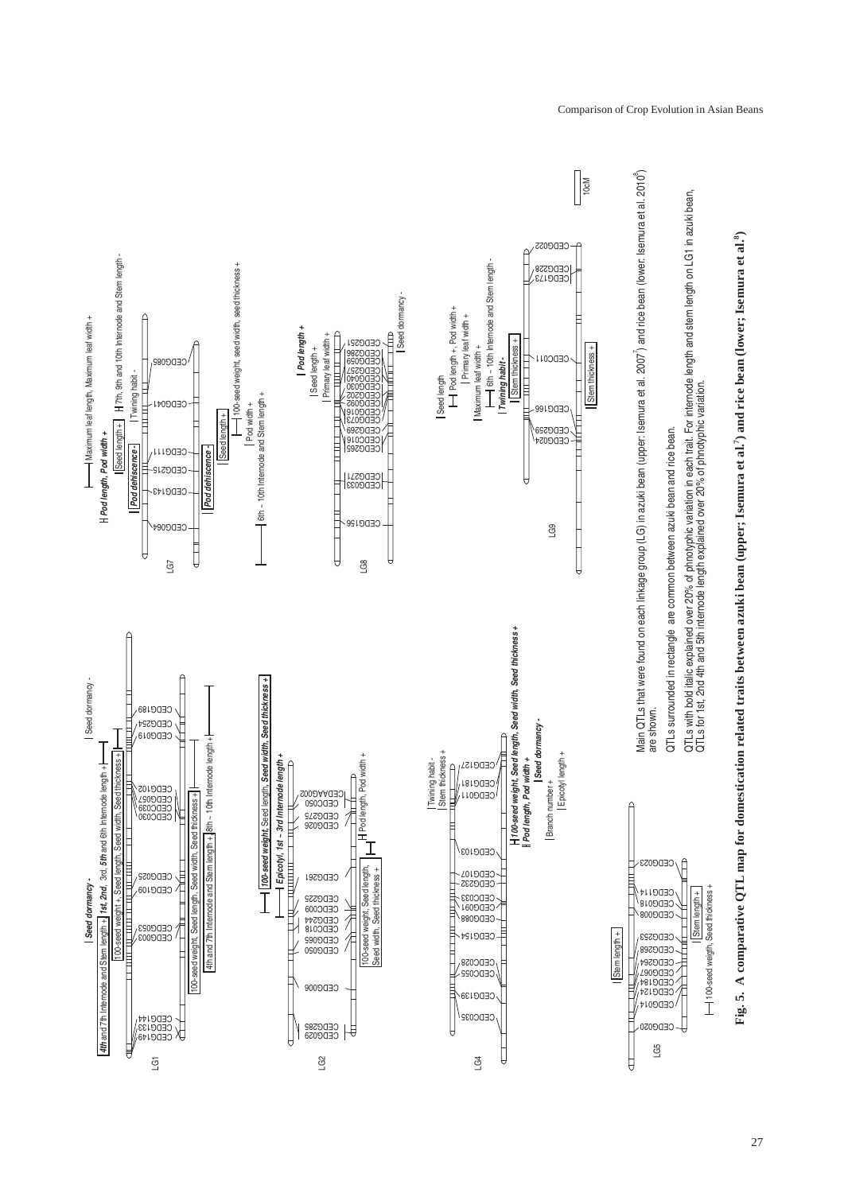Main QTLs that were found on each linkage group (LG) in azuki bean (upper: Isemura et al. 2007[7]) and rice bean (lower: Isemura et al. 2010[8]) are shown.

QTLs surrounded in rectangle are common between azuki bean and rice bean.

QTLs with bold italic explained over 20% of phnotypic variation in each trait. For internode length and stem length on LG1 in azuki bean, QTLs for 1st, 2nd 4th and 5th internode length explained over 20% of phnotyphic variation.

**Fig. 5. A comparative QTL map for domestication related traits between azuki bean (upper; Isemura et al.[7]) and rice bean (lower; Isemura et al.[8])**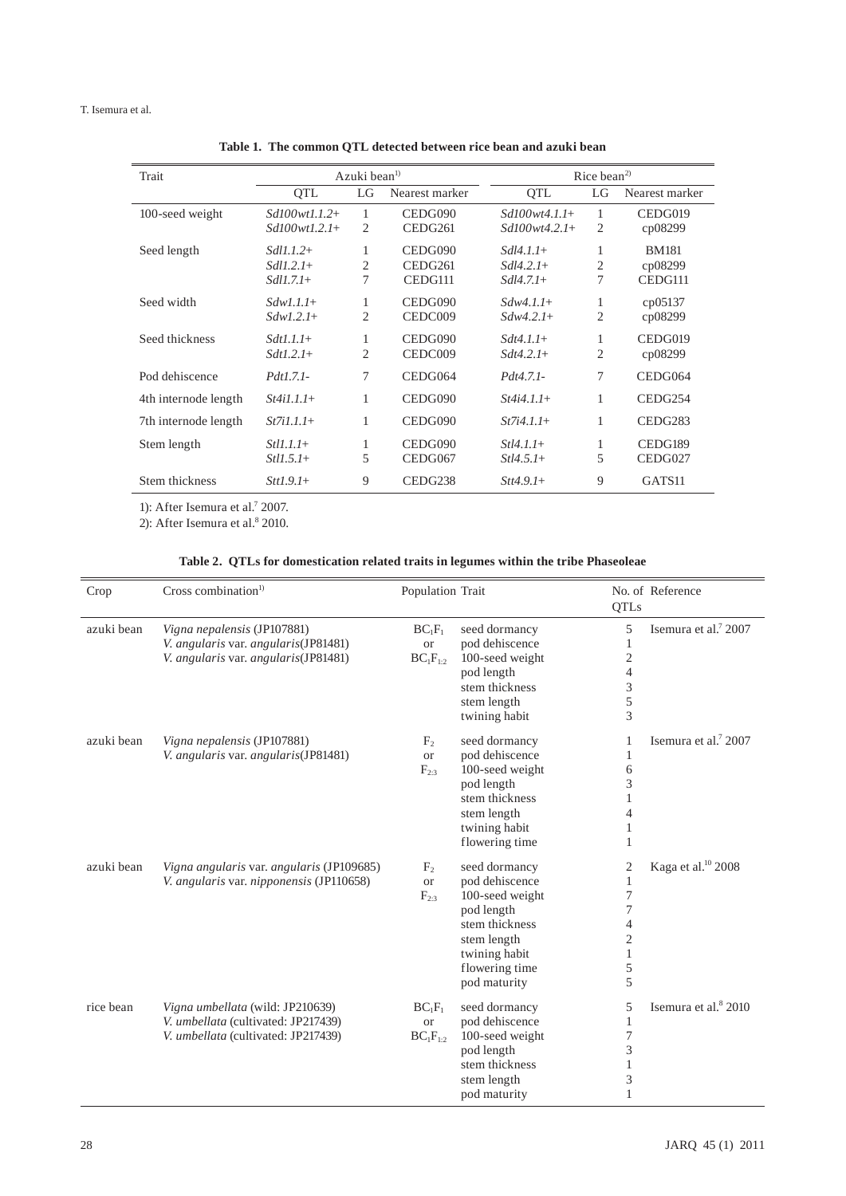**Table 1. The common QTL detected between rice bean and azuki bean**

| Trait | Azuki bean[1)] | | | Rice bean[2)] | | |
|---|---|---|---|---|---|---|
| | QTL | LG | Nearest marker | QTL | LG | Nearest marker |
| 100-seed weight | *Sd100wt1.1.2+* | 1 | CEDG090 | *Sd100wt4.1.1+* | 1 | CEDG019 |
| | *Sd100wt1.2.1+* | 2 | CEDG261 | *Sd100wt4.2.1+* | 2 | cp08299 |
| Seed length | *Sdl1.1.2+* | 1 | CEDG090 | *Sdl4.1.1+* | 1 | BM181 |
| | *Sdl1.2.1+* | 2 | CEDG261 | *Sdl4.2.1+* | 2 | cp08299 |
| | *Sdl1.7.1+* | 7 | CEDG111 | *Sdl4.7.1+* | 7 | CEDG111 |
| Seed width | *Sdw1.1.1+* | 1 | CEDG090 | *Sdw4.1.1+* | 1 | cp05137 |
| | *Sdw1.2.1+* | 2 | CEDC009 | *Sdw4.2.1+* | 2 | cp08299 |
| Seed thickness | *Sdt1.1.1+* | 1 | CEDG090 | *Sdt4.1.1+* | 1 | CEDG019 |
| | *Sdt1.2.1+* | 2 | CEDC009 | *Sdt4.2.1+* | 2 | cp08299 |
| Pod dehiscence | *Pdt1.7.1-* | 7 | CEDG064 | *Pdt4.7.1-* | 7 | CEDG064 |
| 4th internode length | *St4i1.1.1+* | 1 | CEDG090 | *St4i4.1.1+* | 1 | CEDG254 |
| 7th internode length | *St7i1.1.1+* | 1 | CEDG090 | *St7i4.1.1+* | 1 | CEDG283 |
| Stem length | *Stl1.1.1+* | 1 | CEDG090 | *Stl4.1.1+* | 1 | CEDG189 |
| | *Stl1.5.1+* | 5 | CEDG067 | *Stl4.5.1+* | 5 | CEDG027 |
| Stem thickness | *Stt1.9.1+* | 9 | CEDG238 | *Stt4.9.1+* | 9 | GATS11 |

1): After Isemura et al.[7] 2007.
2): After Isemura et al.[8] 2010.

**Table 2. QTLs for domestication related traits in legumes within the tribe Phaseoleae**

| Crop | Cross combination[1)] | Population | Trait | No. of QTLs | Reference |
|---|---|---|---|---|---|
| azuki bean | *Vigna nepalensis* (JP107881) *V. angularis* var. *angularis*(JP81481) *V. angularis* var. *angularis*(JP81481) | $BC_1F_1$ or $BC_1F_{1:2}$ | seed dormancy<br>pod dehiscence<br>100-seed weight<br>pod length<br>stem thickness<br>stem length<br>twining habit | 5<br>1<br>2<br>4<br>3<br>5<br>3 | Isemura et al.[7] 2007 |
| azuki bean | *Vigna nepalensis* (JP107881) *V. angularis* var. *angularis*(JP81481) | $F_2$ or $F_{2:3}$ | seed dormancy<br>pod dehiscence<br>100-seed weight<br>pod length<br>stem thickness<br>stem length<br>twining habit<br>flowering time | 1<br>1<br>6<br>3<br>1<br>4<br>1<br>1 | Isemura et al.[7] 2007 |
| azuki bean | *Vigna angularis* var. *angularis* (JP109685) *V. angularis* var. *nipponensis* (JP110658) | $F_2$ or $F_{2:3}$ | seed dormancy<br>pod dehiscence<br>100-seed weight<br>pod length<br>stem thickness<br>stem length<br>twining habit<br>flowering time<br>pod maturity | 2<br>1<br>7<br>7<br>4<br>2<br>1<br>5<br>5 | Kaga et al.[10] 2008 |
| rice bean | *Vigna umbellata* (wild: JP210639) *V. umbellata* (cultivated: JP217439) *V. umbellata* (cultivated: JP217439) | $BC_1F_1$ or $BC_1F_{1:2}$ | seed dormancy<br>pod dehiscence<br>100-seed weight<br>pod length<br>stem thickness<br>stem length<br>pod maturity | 5<br>1<br>7<br>3<br>1<br>3<br>1 | Isemura et al.[8] 2010 |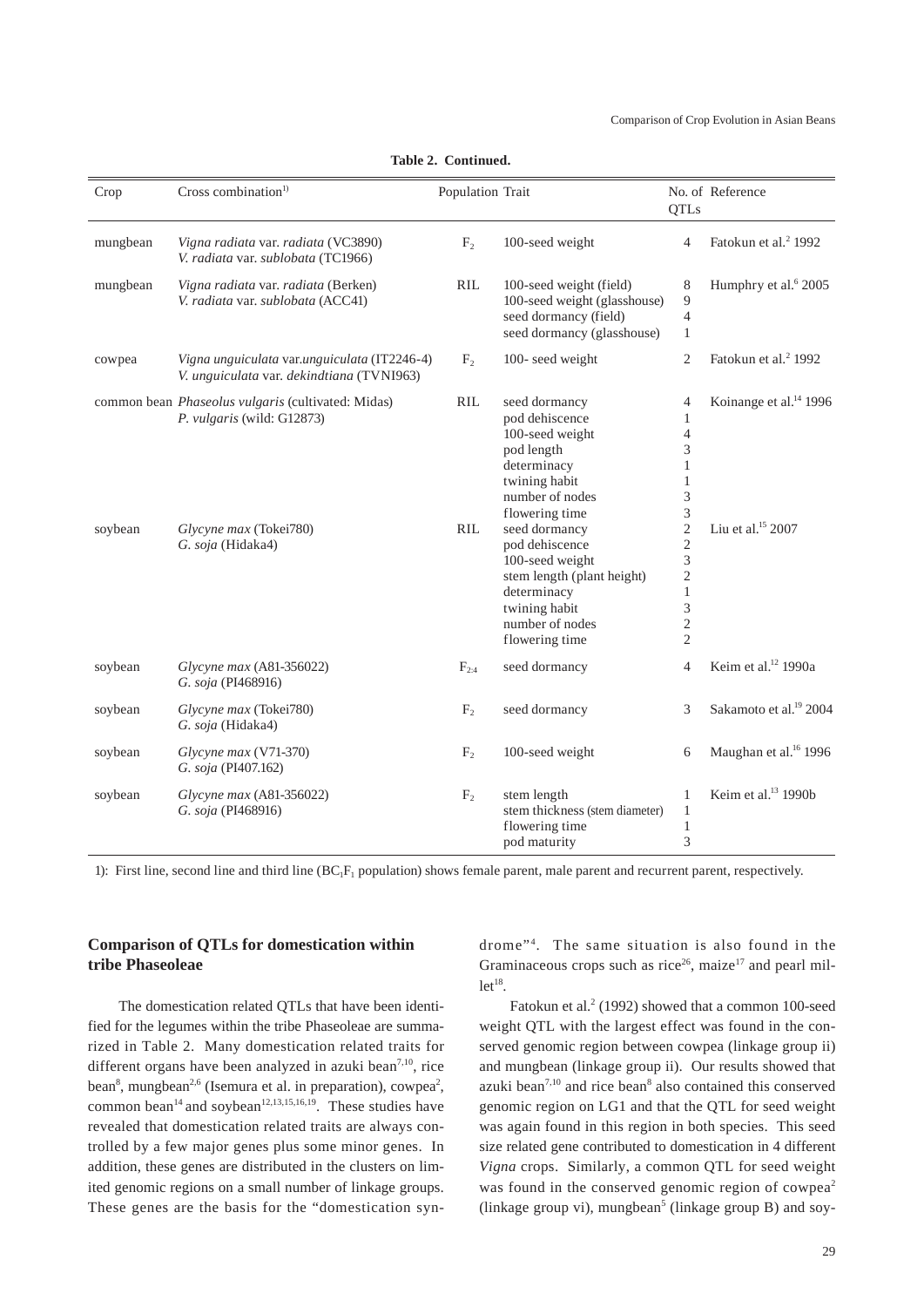**Table 2. Continued.**

| Crop | Cross combination[1)] | Population | Trait | No. of QTLs | Reference |
|---|---|---|---|---|---|
| mungbean | *Vigna radiata* var. *radiata* (VC3890)<br>*V. radiata* var. *sublobata* (TC1966) | $F_2$ | 100-seed weight | 4 | Fatokun et al.[2] 1992 |
| mungbean | *Vigna radiata* var. *radiata* (Berken)<br>*V. radiata* var. *sublobata* (ACC41) | RIL | 100-seed weight (field)<br>100-seed weight (glasshouse)<br>seed dormancy (field)<br>seed dormancy (glasshouse) | 8<br>9<br>4<br>1 | Humphry et al.[6] 2005 |
| cowpea | *Vigna unguiculata* var.*unguiculata* (IT2246-4)<br>*V. unguiculata* var. *dekindtiana* (TVNI963) | $F_2$ | 100- seed weight | 2 | Fatokun et al.[2] 1992 |
| common bean | *Phaseolus vulgaris* (cultivated: Midas)<br>*P. vulgaris* (wild: G12873) | RIL | seed dormancy<br>pod dehiscence<br>100-seed weight<br>pod length<br>determinacy<br>twining habit<br>number of nodes<br>flowering time | 4<br>1<br>4<br>3<br>1<br>1<br>3<br>3 | Koinange et al.[14] 1996 |
| soybean | *Glycyne max* (Tokei780)<br>*G. soja* (Hidaka4) | RIL | seed dormancy<br>pod dehiscence<br>100-seed weight<br>stem length (plant height)<br>determinacy<br>twining habit<br>number of nodes<br>flowering time | 2<br>2<br>3<br>2<br>1<br>3<br>2<br>2 | Liu et al.[15] 2007 |
| soybean | *Glycyne max* (A81-356022)<br>*G. soja* (PI468916) | $F_{2:4}$ | seed dormancy | 4 | Keim et al.[12] 1990a |
| soybean | *Glycyne max* (Tokei780)<br>*G. soja* (Hidaka4) | $F_2$ | seed dormancy | 3 | Sakamoto et al.[19] 2004 |
| soybean | *Glycyne max* (V71-370)<br>*G. soja* (PI407.162) | $F_2$ | 100-seed weight | 6 | Maughan et al.[16] 1996 |
| soybean | *Glycyne max* (A81-356022)<br>*G. soja* (PI468916) | $F_2$ | stem length<br>stem thickness (stem diameter)<br>flowering time<br>pod maturity | 1<br>1<br>1<br>3 | Keim et al.[13] 1990b |

1): First line, second line and third line ($BC_1F_1$ population) shows female parent, male parent and recurrent parent, respectively.

## Comparison of QTLs for domestication within tribe Phaseoleae

The domestication related QTLs that have been identified for the legumes within the tribe Phaseoleae are summarized in Table 2. Many domestication related traits for different organs have been analyzed in azuki bean[7,10], rice bean[8], mungbean[2,6] (Isemura et al. in preparation), cowpea[2], common bean[14] and soybean[12,13,15,16,19]. These studies have revealed that domestication related traits are always controlled by a few major genes plus some minor genes. In addition, these genes are distributed in the clusters on limited genomic regions on a small number of linkage groups. These genes are the basis for the "domestication syndrome"[4]. The same situation is also found in the Graminaceous crops such as rice[26], maize[17] and pearl millet[18].

Fatokun et al.[2] (1992) showed that a common 100-seed weight QTL with the largest effect was found in the conserved genomic region between cowpea (linkage group ii) and mungbean (linkage group ii). Our results showed that azuki bean[7,10] and rice bean[8] also contained this conserved genomic region on LG1 and that the QTL for seed weight was again found in this region in both species. This seed size related gene contributed to domestication in 4 different *Vigna* crops. Similarly, a common QTL for seed weight was found in the conserved genomic region of cowpea[2] (linkage group vi), mungbean[5] (linkage group B) and soy-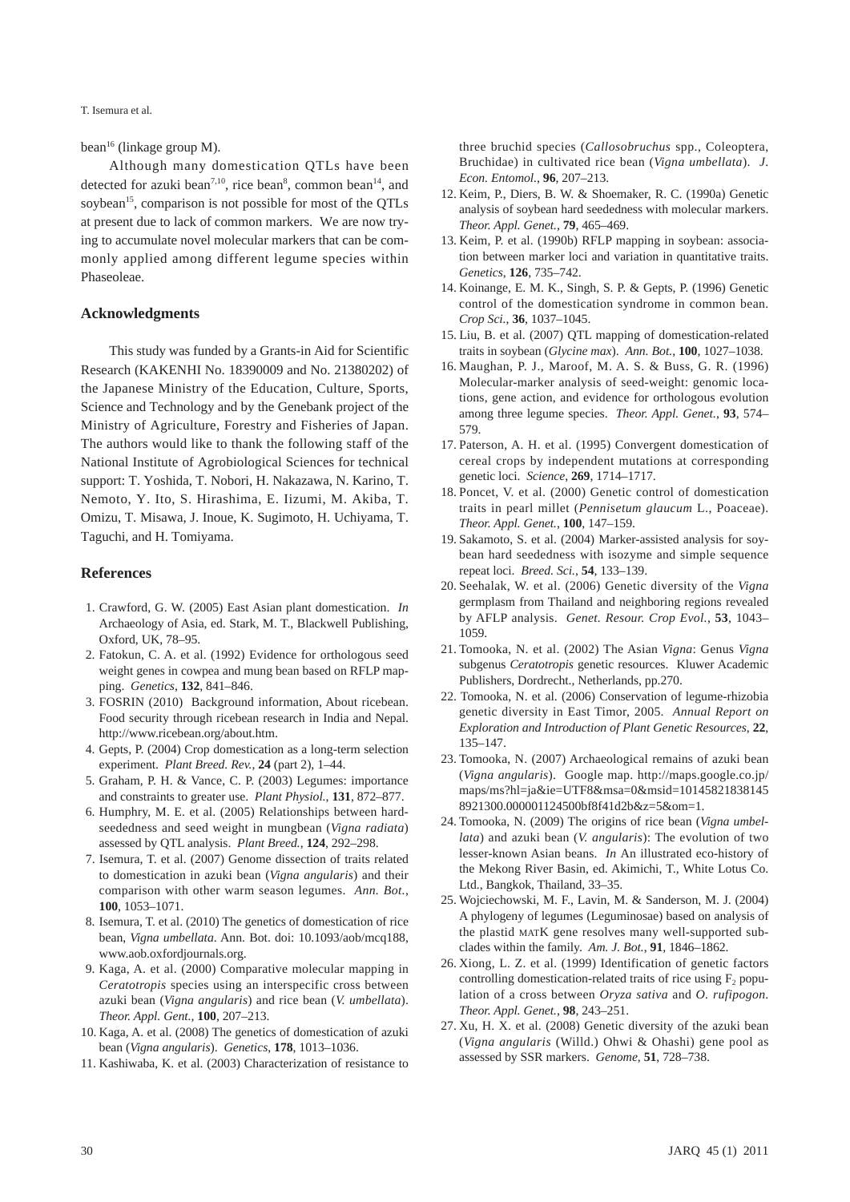bean[16] (linkage group M).

Although many domestication QTLs have been detected for azuki bean[7,10], rice bean[8], common bean[14], and soybean[15], comparison is not possible for most of the QTLs at present due to lack of common markers. We are now trying to accumulate novel molecular markers that can be commonly applied among different legume species within Phaseoleae.

## Acknowledgments

This study was funded by a Grants-in Aid for Scientific Research (KAKENHI No. 18390009 and No. 21380202) of the Japanese Ministry of the Education, Culture, Sports, Science and Technology and by the Genebank project of the Ministry of Agriculture, Forestry and Fisheries of Japan. The authors would like to thank the following staff of the National Institute of Agrobiological Sciences for technical support: T. Yoshida, T. Nobori, H. Nakazawa, N. Karino, T. Nemoto, Y. Ito, S. Hirashima, E. Iizumi, M. Akiba, T. Omizu, T. Misawa, J. Inoue, K. Sugimoto, H. Uchiyama, T. Taguchi, and H. Tomiyama.

## References

1. Crawford, G. W. (2005) East Asian plant domestication. *In* Archaeology of Asia, ed. Stark, M. T., Blackwell Publishing, Oxford, UK, 78–95.
2. Fatokun, C. A. et al. (1992) Evidence for orthologous seed weight genes in cowpea and mung bean based on RFLP mapping. *Genetics*, **132**, 841–846.
3. FOSRIN (2010) Background information, About ricebean. Food security through ricebean research in India and Nepal. http://www.ricebean.org/about.htm.
4. Gepts, P. (2004) Crop domestication as a long-term selection experiment. *Plant Breed. Rev.*, **24** (part 2), 1–44.
5. Graham, P. H. & Vance, C. P. (2003) Legumes: importance and constraints to greater use. *Plant Physiol.*, **131**, 872–877.
6. Humphry, M. E. et al. (2005) Relationships between hard-seededness and seed weight in mungbean (*Vigna radiata*) assessed by QTL analysis. *Plant Breed.*, **124**, 292–298.
7. Isemura, T. et al. (2007) Genome dissection of traits related to domestication in azuki bean (*Vigna angularis*) and their comparison with other warm season legumes. *Ann. Bot.*, **100**, 1053–1071.
8. Isemura, T. et al. (2010) The genetics of domestication of rice bean, *Vigna umbellata*. Ann. Bot. doi: 10.1093/aob/mcq188, www.aob.oxfordjournals.org.
9. Kaga, A. et al. (2000) Comparative molecular mapping in *Ceratotropis* species using an interspecific cross between azuki bean (*Vigna angularis*) and rice bean (*V. umbellata*). *Theor. Appl. Gent.*, **100**, 207–213.
10. Kaga, A. et al. (2008) The genetics of domestication of azuki bean (*Vigna angularis*). *Genetics*, **178**, 1013–1036.
11. Kashiwaba, K. et al. (2003) Characterization of resistance to three bruchid species (*Callosobruchus* spp., Coleoptera, Bruchidae) in cultivated rice bean (*Vigna umbellata*). *J. Econ. Entomol.*, **96**, 207–213.
12. Keim, P., Diers, B. W. & Shoemaker, R. C. (1990a) Genetic analysis of soybean hard seededness with molecular markers. *Theor. Appl. Genet.*, **79**, 465–469.
13. Keim, P. et al. (1990b) RFLP mapping in soybean: association between marker loci and variation in quantitative traits. *Genetics*, **126**, 735–742.
14. Koinange, E. M. K., Singh, S. P. & Gepts, P. (1996) Genetic control of the domestication syndrome in common bean. *Crop Sci.*, **36**, 1037–1045.
15. Liu, B. et al. (2007) QTL mapping of domestication-related traits in soybean (*Glycine max*). *Ann. Bot.*, **100**, 1027–1038.
16. Maughan, P. J., Maroof, M. A. S. & Buss, G. R. (1996) Molecular-marker analysis of seed-weight: genomic locations, gene action, and evidence for orthologous evolution among three legume species. *Theor. Appl. Genet.*, **93**, 574–579.
17. Paterson, A. H. et al. (1995) Convergent domestication of cereal crops by independent mutations at corresponding genetic loci. *Science*, **269**, 1714–1717.
18. Poncet, V. et al. (2000) Genetic control of domestication traits in pearl millet (*Pennisetum glaucum* L., Poaceae). *Theor. Appl. Genet.*, **100**, 147–159.
19. Sakamoto, S. et al. (2004) Marker-assisted analysis for soybean hard seededness with isozyme and simple sequence repeat loci. *Breed. Sci.*, **54**, 133–139.
20. Seehalak, W. et al. (2006) Genetic diversity of the *Vigna* germplasm from Thailand and neighboring regions revealed by AFLP analysis. *Genet. Resour. Crop Evol.*, **53**, 1043–1059.
21. Tomooka, N. et al. (2002) The Asian *Vigna*: Genus *Vigna* subgenus *Ceratotropis* genetic resources. Kluwer Academic Publishers, Dordrecht., Netherlands, pp.270.
22. Tomooka, N. et al. (2006) Conservation of legume-rhizobia genetic diversity in East Timor, 2005. *Annual Report on Exploration and Introduction of Plant Genetic Resources*, **22**, 135–147.
23. Tomooka, N. (2007) Archaeological remains of azuki bean (*Vigna angularis*). Google map. http://maps.google.co.jp/maps/ms?hl=ja&ie=UTF8&msa=0&msid=101458218381458921300.000001124500bf8f41d2b&z=5&om=1.
24. Tomooka, N. (2009) The origins of rice bean (*Vigna umbellata*) and azuki bean (*V. angularis*): The evolution of two lesser-known Asian beans. *In* An illustrated eco-history of the Mekong River Basin, ed. Akimichi, T., White Lotus Co. Ltd., Bangkok, Thailand, 33–35.
25. Wojciechowski, M. F., Lavin, M. & Sanderson, M. J. (2004) A phylogeny of legumes (Leguminosae) based on analysis of the plastid MATK gene resolves many well-supported subclades within the family. *Am. J. Bot.*, **91**, 1846–1862.
26. Xiong, L. Z. et al. (1999) Identification of genetic factors controlling domestication-related traits of rice using $F_2$ population of a cross between *Oryza sativa* and *O. rufipogon*. *Theor. Appl. Genet.*, **98**, 243–251.
27. Xu, H. X. et al. (2008) Genetic diversity of the azuki bean (*Vigna angularis* (Willd.) Ohwi & Ohashi) gene pool as assessed by SSR markers. *Genome*, **51**, 728–738.